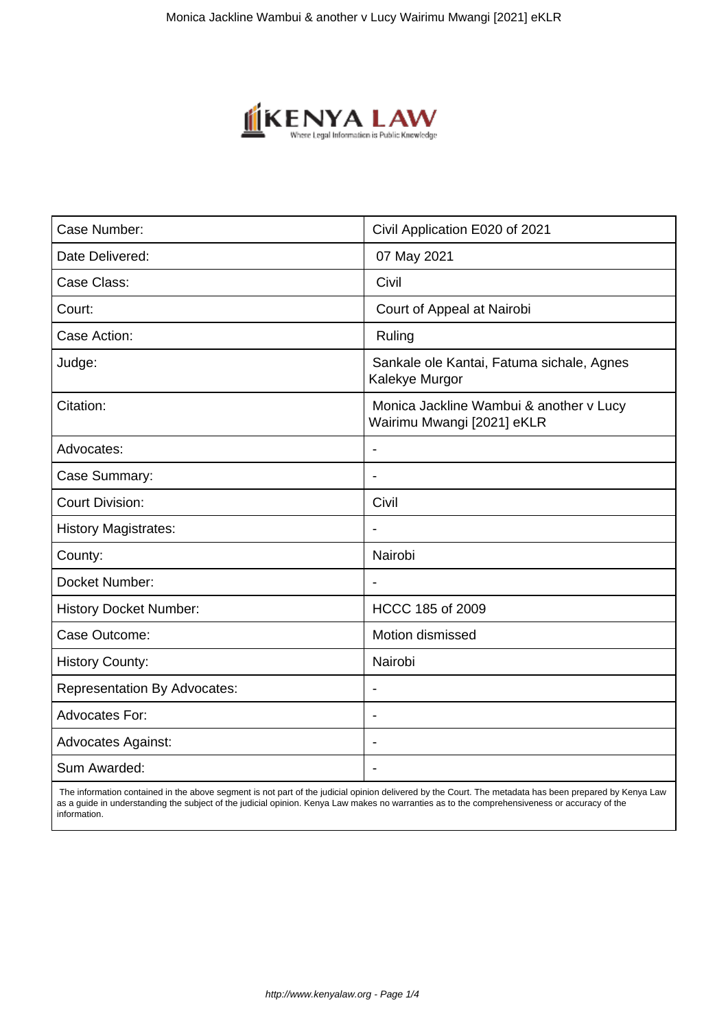| Case Number: | Civil Application E020 of 2021 |
|---|---|
| Date Delivered: | 07 May 2021 |
| Case Class: | Civil |
| Court: | Court of Appeal at Nairobi |
| Case Action: | Ruling |
| Judge: | Sankale ole Kantai, Fatuma sichale, Agnes Kalekye Murgor |
| Citation: | Monica Jackline Wambui & another v Lucy Wairimu Mwangi [2021] eKLR |
| Advocates: | - |
| Case Summary: | - |
| Court Division: | Civil |
| History Magistrates: | - |
| County: | Nairobi |
| Docket Number: | - |
| History Docket Number: | HCCC 185 of 2009 |
| Case Outcome: | Motion dismissed |
| History County: | Nairobi |
| Representation By Advocates: | - |
| Advocates For: | - |
| Advocates Against: | - |
| Sum Awarded: | - |

The information contained in the above segment is not part of the judicial opinion delivered by the Court. The metadata has been prepared by Kenya Law as a guide in understanding the subject of the judicial opinion. Kenya Law makes no warranties as to the comprehensiveness or accuracy of the information.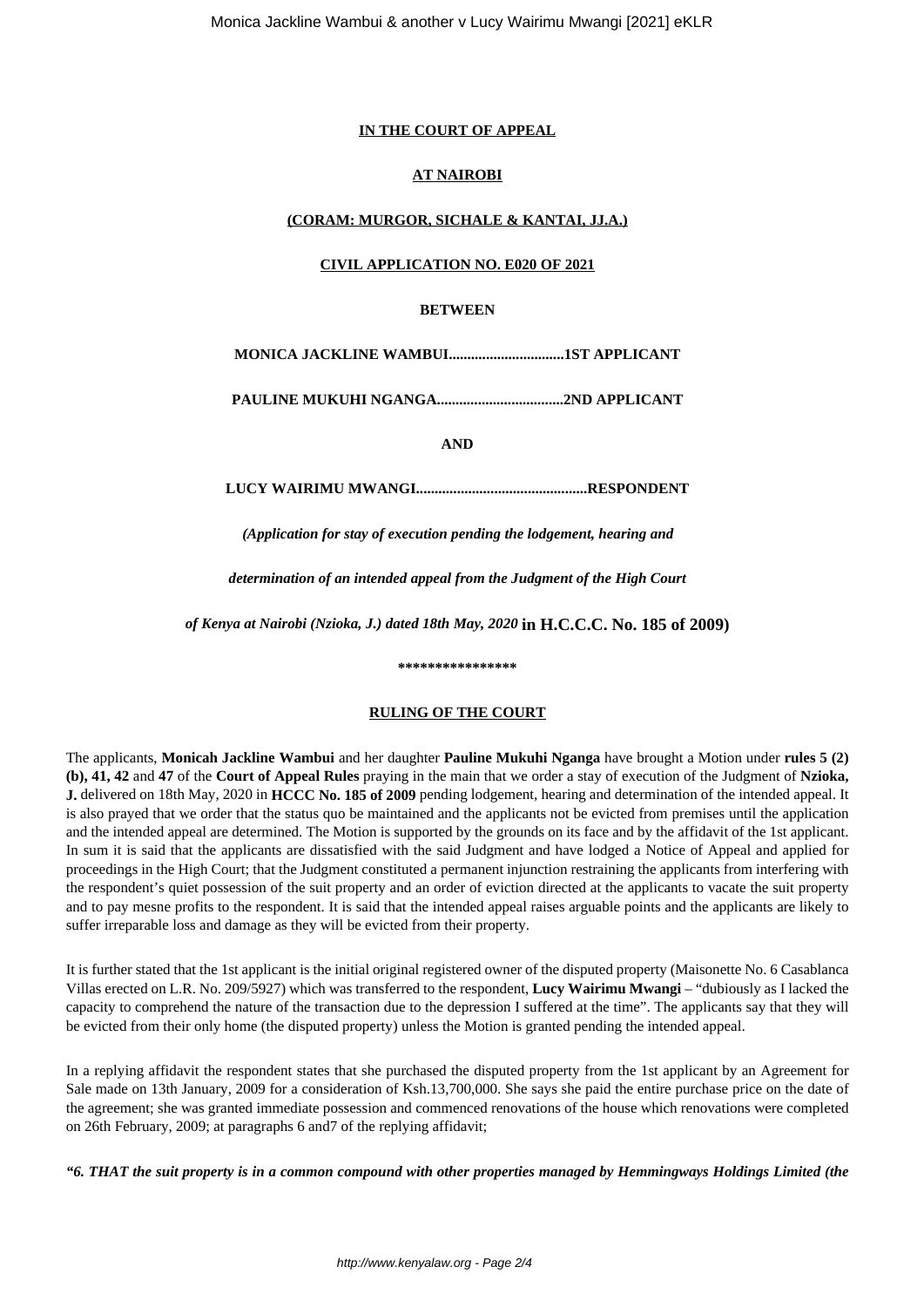**IN THE COURT OF APPEAL**

**AT NAIROBI**

**(CORAM: MURGOR, SICHALE & KANTAI, JJ.A.)**

**CIVIL APPLICATION NO. E020 OF 2021**

**BETWEEN**

**MONICA JACKLINE WAMBUI...............................1ST APPLICANT**

**PAULINE MUKUHI NGANGA..................................2ND APPLICANT**

**AND**

**LUCY WAIRIMU MWANGI..............................................RESPONDENT**

***(Application for stay of execution pending the lodgement, hearing and***

***determination of an intended appeal from the Judgment of the High Court***

***of Kenya at Nairobi (Nzioka, J.) dated 18th May, 2020* in H.C.C.C. No. 185 of 2009)**

**\*\*\*\*\*\*\*\*\*\*\*\*\*\*\*\***

**RULING OF THE COURT**

The applicants, **Monicah Jackline Wambui** and her daughter **Pauline Mukuhi Nganga** have brought a Motion under **rules 5 (2) (b), 41, 42** and **47** of the **Court of Appeal Rules** praying in the main that we order a stay of execution of the Judgment of **Nzioka, J.** delivered on 18th May, 2020 in **HCCC No. 185 of 2009** pending lodgement, hearing and determination of the intended appeal. It is also prayed that we order that the status quo be maintained and the applicants not be evicted from premises until the application and the intended appeal are determined. The Motion is supported by the grounds on its face and by the affidavit of the 1st applicant. In sum it is said that the applicants are dissatisfied with the said Judgment and have lodged a Notice of Appeal and applied for proceedings in the High Court; that the Judgment constituted a permanent injunction restraining the applicants from interfering with the respondent's quiet possession of the suit property and an order of eviction directed at the applicants to vacate the suit property and to pay mesne profits to the respondent. It is said that the intended appeal raises arguable points and the applicants are likely to suffer irreparable loss and damage as they will be evicted from their property.

It is further stated that the 1st applicant is the initial original registered owner of the disputed property (Maisonette No. 6 Casablanca Villas erected on L.R. No. 209/5927) which was transferred to the respondent, **Lucy Wairimu Mwangi** – "dubiously as I lacked the capacity to comprehend the nature of the transaction due to the depression I suffered at the time". The applicants say that they will be evicted from their only home (the disputed property) unless the Motion is granted pending the intended appeal.

In a replying affidavit the respondent states that she purchased the disputed property from the 1st applicant by an Agreement for Sale made on 13th January, 2009 for a consideration of Ksh.13,700,000. She says she paid the entire purchase price on the date of the agreement; she was granted immediate possession and commenced renovations of the house which renovations were completed on 26th February, 2009; at paragraphs 6 and7 of the replying affidavit;

***"6. THAT the suit property is in a common compound with other properties managed by Hemmingways Holdings Limited (the***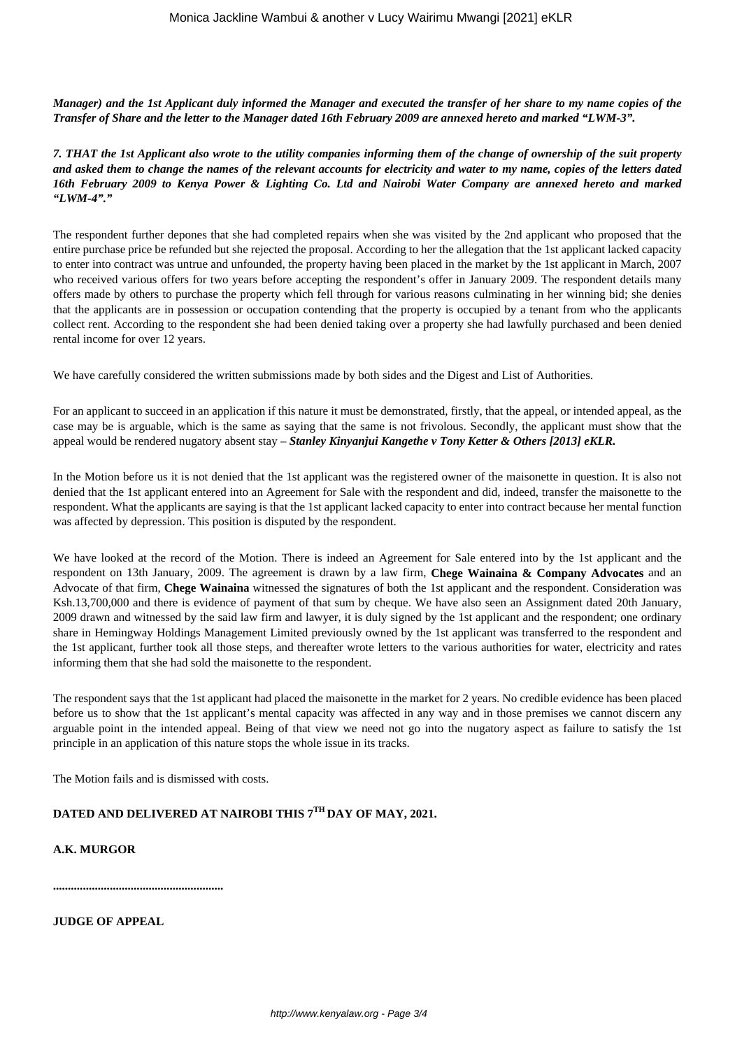***Manager) and the 1st Applicant duly informed the Manager and executed the transfer of her share to my name copies of the Transfer of Share and the letter to the Manager dated 16th February 2009 are annexed hereto and marked "LWM-3".***

***7. THAT the 1st Applicant also wrote to the utility companies informing them of the change of ownership of the suit property and asked them to change the names of the relevant accounts for electricity and water to my name, copies of the letters dated 16th February 2009 to Kenya Power & Lighting Co. Ltd and Nairobi Water Company are annexed hereto and marked "LWM-4"."***

The respondent further depones that she had completed repairs when she was visited by the 2nd applicant who proposed that the entire purchase price be refunded but she rejected the proposal. According to her the allegation that the 1st applicant lacked capacity to enter into contract was untrue and unfounded, the property having been placed in the market by the 1st applicant in March, 2007 who received various offers for two years before accepting the respondent's offer in January 2009. The respondent details many offers made by others to purchase the property which fell through for various reasons culminating in her winning bid; she denies that the applicants are in possession or occupation contending that the property is occupied by a tenant from who the applicants collect rent. According to the respondent she had been denied taking over a property she had lawfully purchased and been denied rental income for over 12 years.

We have carefully considered the written submissions made by both sides and the Digest and List of Authorities.

For an applicant to succeed in an application if this nature it must be demonstrated, firstly, that the appeal, or intended appeal, as the case may be is arguable, which is the same as saying that the same is not frivolous. Secondly, the applicant must show that the appeal would be rendered nugatory absent stay – ***Stanley Kinyanjui Kangethe v Tony Ketter & Others [2013] eKLR.***

In the Motion before us it is not denied that the 1st applicant was the registered owner of the maisonette in question. It is also not denied that the 1st applicant entered into an Agreement for Sale with the respondent and did, indeed, transfer the maisonette to the respondent. What the applicants are saying is that the 1st applicant lacked capacity to enter into contract because her mental function was affected by depression. This position is disputed by the respondent.

We have looked at the record of the Motion. There is indeed an Agreement for Sale entered into by the 1st applicant and the respondent on 13th January, 2009. The agreement is drawn by a law firm, **Chege Wainaina & Company Advocates** and an Advocate of that firm, **Chege Wainaina** witnessed the signatures of both the 1st applicant and the respondent. Consideration was Ksh.13,700,000 and there is evidence of payment of that sum by cheque. We have also seen an Assignment dated 20th January, 2009 drawn and witnessed by the said law firm and lawyer, it is duly signed by the 1st applicant and the respondent; one ordinary share in Hemingway Holdings Management Limited previously owned by the 1st applicant was transferred to the respondent and the 1st applicant, further took all those steps, and thereafter wrote letters to the various authorities for water, electricity and rates informing them that she had sold the maisonette to the respondent.

The respondent says that the 1st applicant had placed the maisonette in the market for 2 years. No credible evidence has been placed before us to show that the 1st applicant's mental capacity was affected in any way and in those premises we cannot discern any arguable point in the intended appeal. Being of that view we need not go into the nugatory aspect as failure to satisfy the 1st principle in an application of this nature stops the whole issue in its tracks.

The Motion fails and is dismissed with costs.

**DATED AND DELIVERED AT NAIROBI THIS 7TH DAY OF MAY, 2021.**

**A.K. MURGOR**

**.........................................................**

**JUDGE OF APPEAL**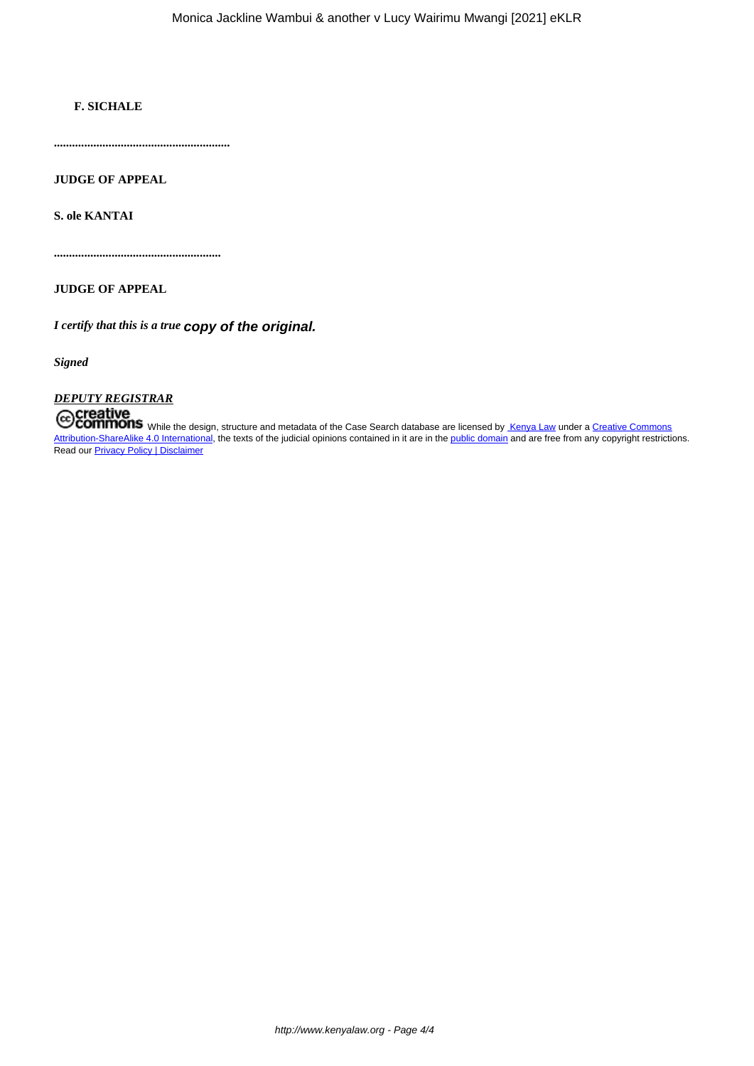**F. SICHALE**

**.........................................................**

**JUDGE OF APPEAL**

**S. ole KANTAI**

**......................................................**

**JUDGE OF APPEAL**

***I certify that this is a true* copy of the original.**

***Signed***

***DEPUTY REGISTRAR***

While the design, structure and metadata of the Case Search database are licensed by Kenya Law under a Creative Commons Attribution-ShareAlike 4.0 International, the texts of the judicial opinions contained in it are in the public domain and are free from any copyright restrictions. Read our Privacy Policy | Disclaimer